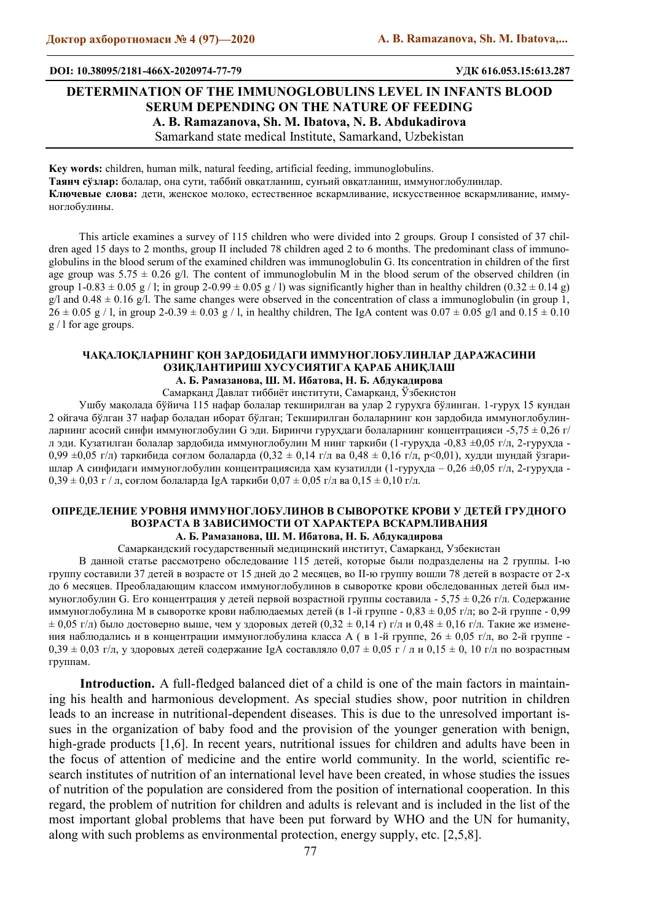DOI: 10.38095/2181-466X-2020974-77-79 УДК 616.053.15:613.287

# DETERMINATION OF THE IMMUNOGLOBULINS LEVEL IN INFANTS BLOOD SERUM DEPENDING ON THE NATURE OF FEEDING

**A. B. Ramazanova, Sh. M. Ibatova, N. B. Abdukadirova**

Samarkand state medical Institute, Samarkand, Uzbekistan

**Key words:** children, human milk, natural feeding, artificial feeding, immunoglobulins.

**Таянч сўзлар:** болалар, она сути, таббий овқатланиш, сунъий овқатланиш, иммуноглобулинлар.

**Ключевые слова:** дети, женское молоко, естественное вскармливание, искусственное вскармливание, иммуноглобулины.

This article examines a survey of 115 children who were divided into 2 groups. Group I consisted of 37 children aged 15 days to 2 months, group II included 78 children aged 2 to 6 months. The predominant class of immunoglobulins in the blood serum of the examined children was immunoglobulin G. Its concentration in children of the first age group was 5.75 ± 0.26 g/l. The content of immunoglobulin M in the blood serum of the observed children (in group 1-0.83 ± 0.05 g / l; in group 2-0.99 ± 0.05 g / l) was significantly higher than in healthy children (0.32 ± 0.14 g) g/l and 0.48 ± 0.16 g/l. The same changes were observed in the concentration of class a immunoglobulin (in group 1, 26 ± 0.05 g / l, in group 2-0.39 ± 0.03 g / l, in healthy children, The IgA content was 0.07 ± 0.05 g/l and 0.15 ± 0.10 g / l for age groups.

## ЧАҚАЛОҚЛАРНИНГ ҚОН ЗАРДОБИДАГИ ИММУНОГЛОБУЛИНЛАР ДАРАЖАСИНИ ОЗИҚЛАНТИРИШ ХУСУСИЯТИГА ҚАРАБ АНИҚЛАШ

**А. Б. Рамазанова, Ш. М. Ибатова, Н. Б. Абдукадирова**

Самарқанд Давлат тиббиёт институти, Самарқанд, Ўзбекистон

Ушбу мақолада бўйича 115 нафар болалар текширилган ва улар 2 гуруҳга бўлинган. 1-гуруҳ 15 кундан 2 ойгача бўлган 37 нафар боладан иборат бўлган; Текширилган болаларнинг қон зардобида иммуноглобулинларнинг асосий синфи иммуноглобулин G эди. Биринчи гуруҳдаги болаларнинг концентрацияси -5,75 ± 0,26 г/л эди. Кузатилган болалар зардобида иммуноглобулин М нинг таркиби (1-гуруҳда -0,83 ±0,05 г/л, 2-гуруҳда - 0,99 ±0,05 г/л) таркибида соғлом болаларда (0,32 ± 0,14 г/л ва 0,48 ± 0,16 г/л, p<0,01), худди шундай ўзгаришлар А синфидаги иммуноглобулин концентрациясида ҳам кузатилди (1-гуруҳда – 0,26 ±0,05 г/л, 2-гуруҳда - 0,39 ± 0,03 г / л, соғлом болаларда IgA таркиби 0,07 ± 0,05 г/л ва 0,15 ± 0,10 г/л.

## ОПРЕДЕЛЕНИЕ УРОВНЯ ИММУНОГЛОБУЛИНОВ В СЫВОРОТКЕ КРОВИ У ДЕТЕЙ ГРУДНОГО ВОЗРАСТА В ЗАВИСИМОСТИ ОТ ХАРАКТЕРА ВСКАРМЛИВАНИЯ

**А. Б. Рамазанова, Ш. М. Ибатова, Н. Б. Абдукадирова**

Самаркандский государственный медицинский институт, Самарканд, Узбекистан

В данной статье рассмотрено обследование 115 детей, которые были подразделены на 2 группы. I-ю группу составили 37 детей в возрасте от 15 дней до 2 месяцев, во II-ю группу вошли 78 детей в возрасте от 2-х до 6 месяцев. Преобладающим классом иммуноглобулинов в сыворотке крови обследованных детей был иммуноглобулин G. Его концентрация у детей первой возрастной группы составила - 5,75 ± 0,26 г/л. Содержание иммуноглобулина М в сыворотке крови наблюдаемых детей (в 1-й группе - 0,83 ± 0,05 г/л; во 2-й группе - 0,99 ± 0,05 г/л) было достоверно выше, чем у здоровых детей (0,32 ± 0,14 г) г/л и 0,48 ± 0,16 г/л. Такие же изменения наблюдались и в концентрации иммуноглобулина класса А ( в 1-й группе, 26 ± 0,05 г/л, во 2-й группе - 0,39 ± 0,03 г/л, у здоровых детей содержание IgA составляло 0,07 ± 0,05 г / л и 0,15 ± 0, 10 г/л по возрастным группам.

**Introduction.** A full-fledged balanced diet of a child is one of the main factors in maintaining his health and harmonious development. As special studies show, poor nutrition in children leads to an increase in nutritional-dependent diseases. This is due to the unresolved important issues in the organization of baby food and the provision of the younger generation with benign, high-grade products [1,6]. In recent years, nutritional issues for children and adults have been in the focus of attention of medicine and the entire world community. In the world, scientific research institutes of nutrition of an international level have been created, in whose studies the issues of nutrition of the population are considered from the position of international cooperation. In this regard, the problem of nutrition for children and adults is relevant and is included in the list of the most important global problems that have been put forward by WHO and the UN for humanity, along with such problems as environmental protection, energy supply, etc. [2,5,8].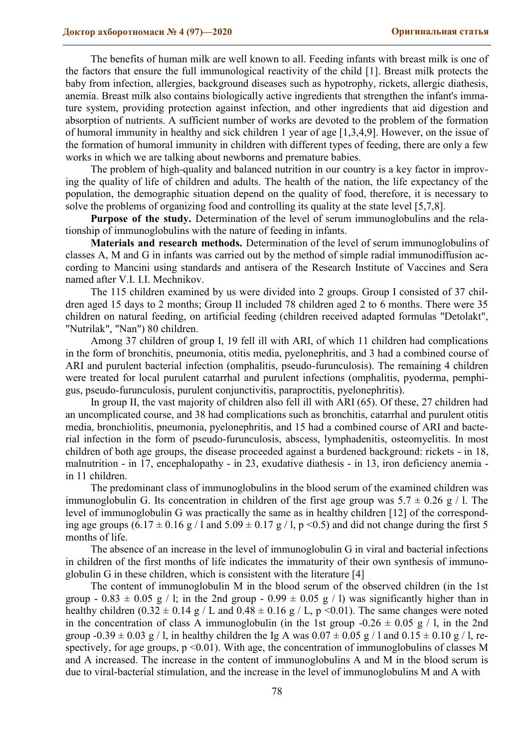The benefits of human milk are well known to all. Feeding infants with breast milk is one of the factors that ensure the full immunological reactivity of the child [1]. Breast milk protects the baby from infection, allergies, background diseases such as hypotrophy, rickets, allergic diathesis, anemia. Breast milk also contains biologically active ingredients that strengthen the infant's immature system, providing protection against infection, and other ingredients that aid digestion and absorption of nutrients. A sufficient number of works are devoted to the problem of the formation of humoral immunity in healthy and sick children 1 year of age [1,3,4,9]. However, on the issue of the formation of humoral immunity in children with different types of feeding, there are only a few works in which we are talking about newborns and premature babies.

The problem of high-quality and balanced nutrition in our country is a key factor in improving the quality of life of children and adults. The health of the nation, the life expectancy of the population, the demographic situation depend on the quality of food, therefore, it is necessary to solve the problems of organizing food and controlling its quality at the state level [5,7,8].

**Purpose of the study.** Determination of the level of serum immunoglobulins and the relationship of immunoglobulins with the nature of feeding in infants.

**Materials and research methods.** Determination of the level of serum immunoglobulins of classes A, M and G in infants was carried out by the method of simple radial immunodiffusion according to Mancini using standards and antisera of the Research Institute of Vaccines and Sera named after V.I. I.I. Mechnikov.

The 115 children examined by us were divided into 2 groups. Group I consisted of 37 children aged 15 days to 2 months; Group II included 78 children aged 2 to 6 months. There were 35 children on natural feeding, on artificial feeding (children received adapted formulas "Detolakt", "Nutrilak", "Nan") 80 children.

Among 37 children of group I, 19 fell ill with ARI, of which 11 children had complications in the form of bronchitis, pneumonia, otitis media, pyelonephritis, and 3 had a combined course of ARI and purulent bacterial infection (omphalitis, pseudo-furunculosis). The remaining 4 children were treated for local purulent catarrhal and purulent infections (omphalitis, pyoderma, pemphigus, pseudo-furunculosis, purulent conjunctivitis, paraproctitis, pyelonephritis).

In group II, the vast majority of children also fell ill with ARI (65). Of these, 27 children had an uncomplicated course, and 38 had complications such as bronchitis, catarrhal and purulent otitis media, bronchiolitis, pneumonia, pyelonephritis, and 15 had a combined course of ARI and bacterial infection in the form of pseudo-furunculosis, abscess, lymphadenitis, osteomyelitis. In most children of both age groups, the disease proceeded against a burdened background: rickets - in 18, malnutrition - in 17, encephalopathy - in 23, exudative diathesis - in 13, iron deficiency anemia - in 11 children.

The predominant class of immunoglobulins in the blood serum of the examined children was immunoglobulin G. Its concentration in children of the first age group was $5.7 \pm 0.26$ g / l. The level of immunoglobulin G was practically the same as in healthy children [12] of the corresponding age groups ($6.17 \pm 0.16$ g / l and $5.09 \pm 0.17$ g / l, $p < 0.5$) and did not change during the first 5 months of life.

The absence of an increase in the level of immunoglobulin G in viral and bacterial infections in children of the first months of life indicates the immaturity of their own synthesis of immunoglobulin G in these children, which is consistent with the literature [4]

The content of immunoglobulin M in the blood serum of the observed children (in the 1st group - $0.83 \pm 0.05$ g / l; in the 2nd group - $0.99 \pm 0.05$ g / l) was significantly higher than in healthy children ($0.32 \pm 0.14$ g / L and $0.48 \pm 0.16$ g / L, $p < 0.01$). The same changes were noted in the concentration of class A immunoglobulin (in the 1st group -$0.26 \pm 0.05$ g / l, in the 2nd group -$0.39 \pm 0.03$ g / l, in healthy children the Ig A was $0.07 \pm 0.05$ g / l and $0.15 \pm 0.10$ g / l, respectively, for age groups, $p < 0.01$). With age, the concentration of immunoglobulins of classes M and A increased. The increase in the content of immunoglobulins A and M in the blood serum is due to viral-bacterial stimulation, and the increase in the level of immunoglobulins M and A with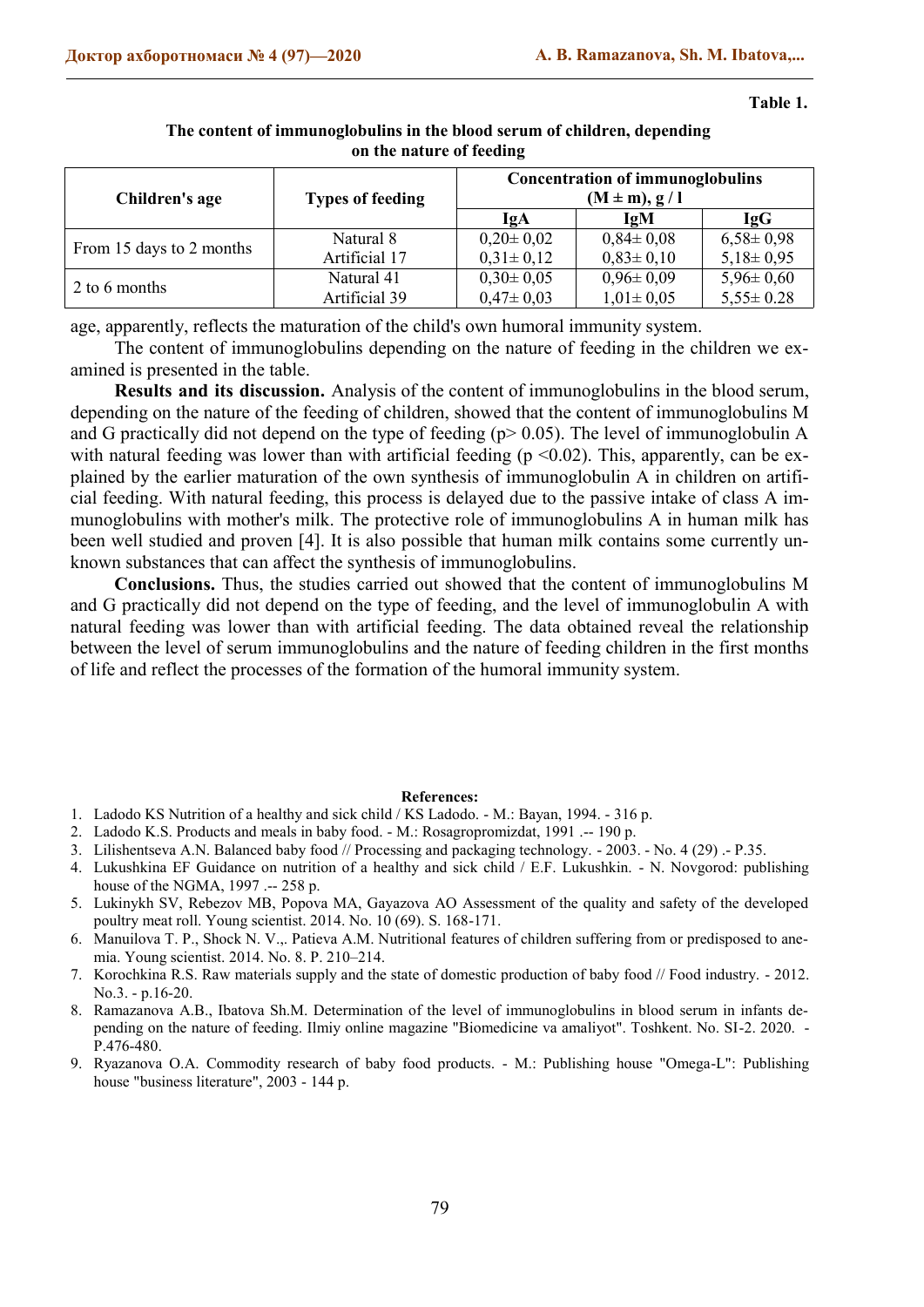Table 1.

**The content of immunoglobulins in the blood serum of children, depending on the nature of feeding**

| Children's age | Types of feeding | Concentration of immunoglobulins (M ± m), g / l | | |
|---|---|---|---|---|
| | | IgA | IgM | IgG |
| From 15 days to 2 months | Natural 8 | 0,20± 0,02 | 0,84± 0,08 | 6,58± 0,98 |
| | Artificial 17 | 0,31± 0,12 | 0,83± 0,10 | 5,18± 0,95 |
| 2 to 6 months | Natural 41 | 0,30± 0,05 | 0,96± 0,09 | 5,96± 0,60 |
| | Artificial 39 | 0,47± 0,03 | 1,01± 0,05 | 5,55± 0.28 |

age, apparently, reflects the maturation of the child's own humoral immunity system.

The content of immunoglobulins depending on the nature of feeding in the children we examined is presented in the table.

**Results and its discussion.** Analysis of the content of immunoglobulins in the blood serum, depending on the nature of the feeding of children, showed that the content of immunoglobulins M and G practically did not depend on the type of feeding ($p > 0.05$). The level of immunoglobulin A with natural feeding was lower than with artificial feeding ($p < 0.02$). This, apparently, can be explained by the earlier maturation of the own synthesis of immunoglobulin A in children on artificial feeding. With natural feeding, this process is delayed due to the passive intake of class A immunoglobulins with mother's milk. The protective role of immunoglobulins A in human milk has been well studied and proven [4]. It is also possible that human milk contains some currently unknown substances that can affect the synthesis of immunoglobulins.

**Conclusions.** Thus, the studies carried out showed that the content of immunoglobulins M and G practically did not depend on the type of feeding, and the level of immunoglobulin A with natural feeding was lower than with artificial feeding. The data obtained reveal the relationship between the level of serum immunoglobulins and the nature of feeding children in the first months of life and reflect the processes of the formation of the humoral immunity system.

**References:**

1. Ladodo KS Nutrition of a healthy and sick child / KS Ladodo. - M.: Bayan, 1994. - 316 p.
2. Ladodo K.S. Products and meals in baby food. - M.: Rosagropromizdat, 1991 .-- 190 p.
3. Lilishentseva A.N. Balanced baby food // Processing and packaging technology. - 2003. - No. 4 (29) .- P.35.
4. Lukushkina EF Guidance on nutrition of a healthy and sick child / E.F. Lukushkin. - N. Novgorod: publishing house of the NGMA, 1997 .-- 258 p.
5. Lukinykh SV, Rebezov MB, Popova MA, Gayazova AO Assessment of the quality and safety of the developed poultry meat roll. Young scientist. 2014. No. 10 (69). S. 168-171.
6. Manuilova T. P., Shock N. V.,. Patieva A.M. Nutritional features of children suffering from or predisposed to anemia. Young scientist. 2014. No. 8. P. 210–214.
7. Korochkina R.S. Raw materials supply and the state of domestic production of baby food // Food industry. - 2012. No.3. - p.16-20.
8. Ramazanova A.B., Ibatova Sh.M. Determination of the level of immunoglobulins in blood serum in infants depending on the nature of feeding. Ilmiy online magazine "Biomedicine va amaliyot". Toshkent. No. SI-2. 2020. - P.476-480.
9. Ryazanova O.A. Commodity research of baby food products. - M.: Publishing house "Omega-L": Publishing house "business literature", 2003 - 144 p.